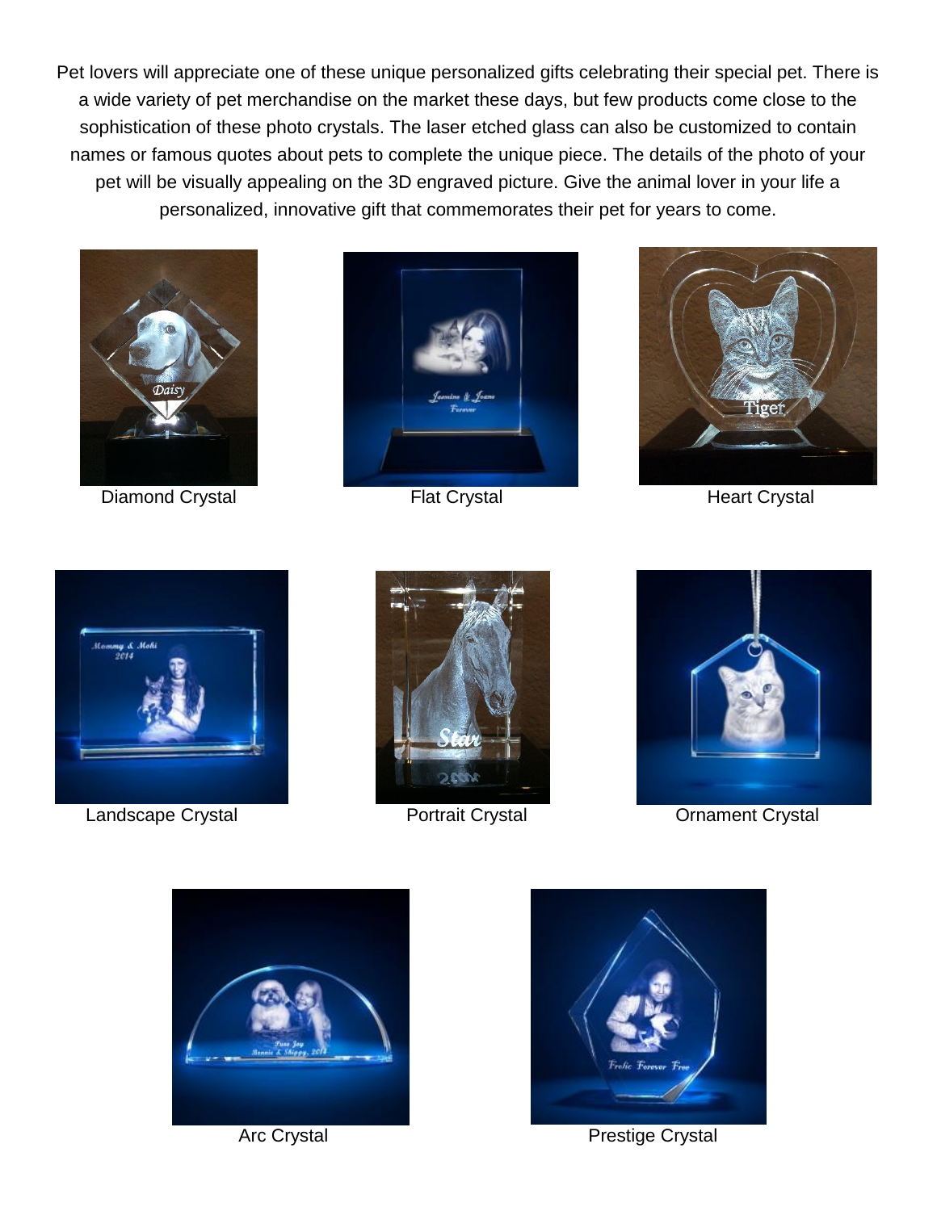Pet lovers will appreciate one of these unique personalized gifts celebrating their special pet. There is a wide variety of pet merchandise on the market these days, but few products come close to the sophistication of these photo crystals. The laser etched glass can also be customized to contain names or famous quotes about pets to complete the unique piece. The details of the photo of your pet will be visually appealing on the 3D engraved picture. Give the animal lover in your life a personalized, innovative gift that commemorates their pet for years to come.

Diamond Crystal

Flat Crystal

Heart Crystal

Landscape Crystal

Portrait Crystal

Ornament Crystal

Arc Crystal

Prestige Crystal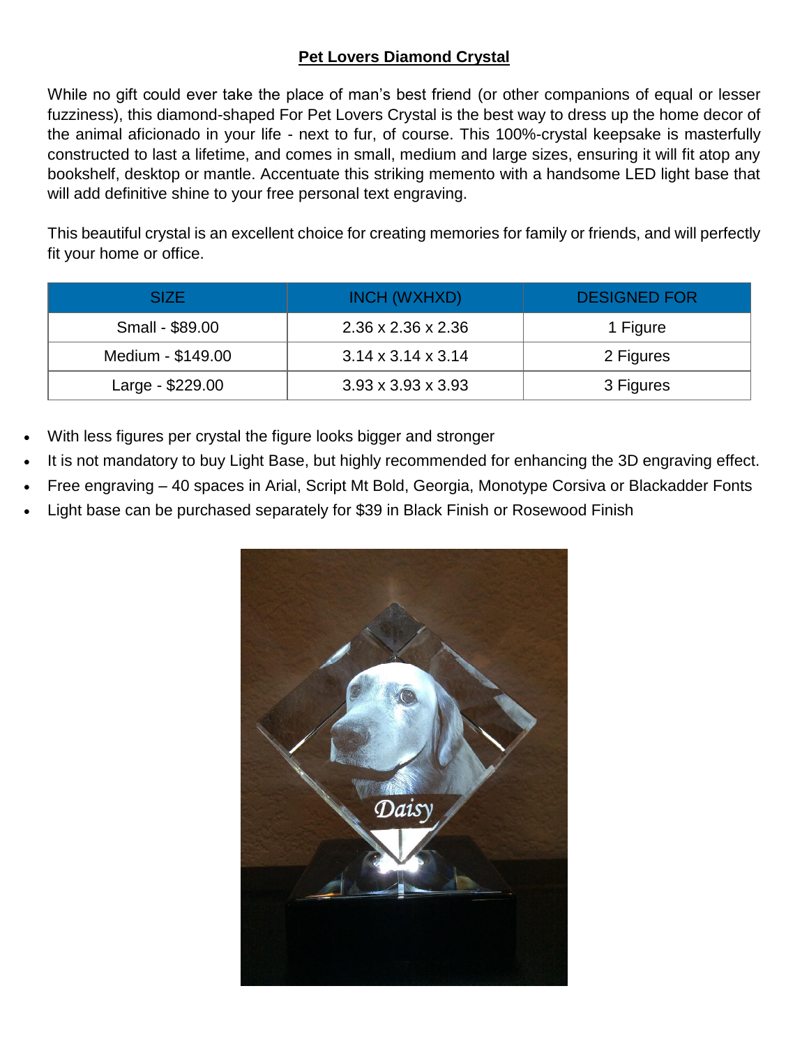**Pet Lovers Diamond Crystal**

While no gift could ever take the place of man's best friend (or other companions of equal or lesser fuzziness), this diamond-shaped For Pet Lovers Crystal is the best way to dress up the home decor of the animal aficionado in your life - next to fur, of course. This 100%-crystal keepsake is masterfully constructed to last a lifetime, and comes in small, medium and large sizes, ensuring it will fit atop any bookshelf, desktop or mantle. Accentuate this striking memento with a handsome LED light base that will add definitive shine to your free personal text engraving.

This beautiful crystal is an excellent choice for creating memories for family or friends, and will perfectly fit your home or office.

| SIZE | INCH (WXHXD) | DESIGNED FOR |
|---|---|---|
| Small - $89.00 | 2.36 x 2.36 x 2.36 | 1 Figure |
| Medium - $149.00 | 3.14 x 3.14 x 3.14 | 2 Figures |
| Large - $229.00 | 3.93 x 3.93 x 3.93 | 3 Figures |

- With less figures per crystal the figure looks bigger and stronger
- It is not mandatory to buy Light Base, but highly recommended for enhancing the 3D engraving effect.
- Free engraving – 40 spaces in Arial, Script Mt Bold, Georgia, Monotype Corsiva or Blackadder Fonts
- Light base can be purchased separately for $39 in Black Finish or Rosewood Finish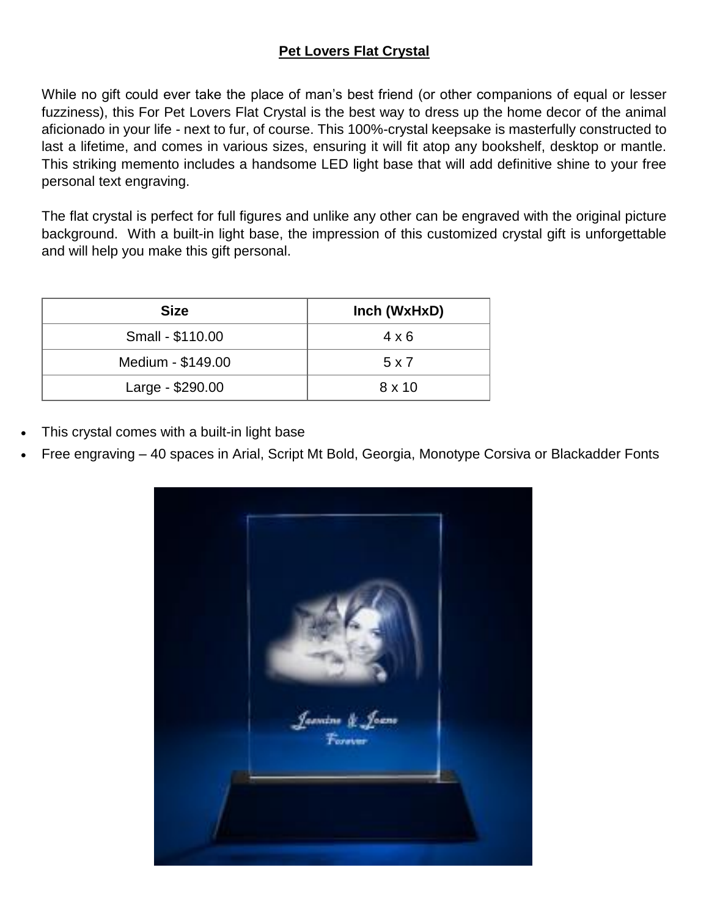**Pet Lovers Flat Crystal**

While no gift could ever take the place of man's best friend (or other companions of equal or lesser fuzziness), this For Pet Lovers Flat Crystal is the best way to dress up the home decor of the animal aficionado in your life - next to fur, of course. This 100%-crystal keepsake is masterfully constructed to last a lifetime, and comes in various sizes, ensuring it will fit atop any bookshelf, desktop or mantle. This striking memento includes a handsome LED light base that will add definitive shine to your free personal text engraving.

The flat crystal is perfect for full figures and unlike any other can be engraved with the original picture background. With a built-in light base, the impression of this customized crystal gift is unforgettable and will help you make this gift personal.

| Size | Inch (WxHxD) |
|---|---|
| Small - $110.00 | 4 x 6 |
| Medium - $149.00 | 5 x 7 |
| Large - $290.00 | 8 x 10 |

- This crystal comes with a built-in light base
- Free engraving – 40 spaces in Arial, Script Mt Bold, Georgia, Monotype Corsiva or Blackadder Fonts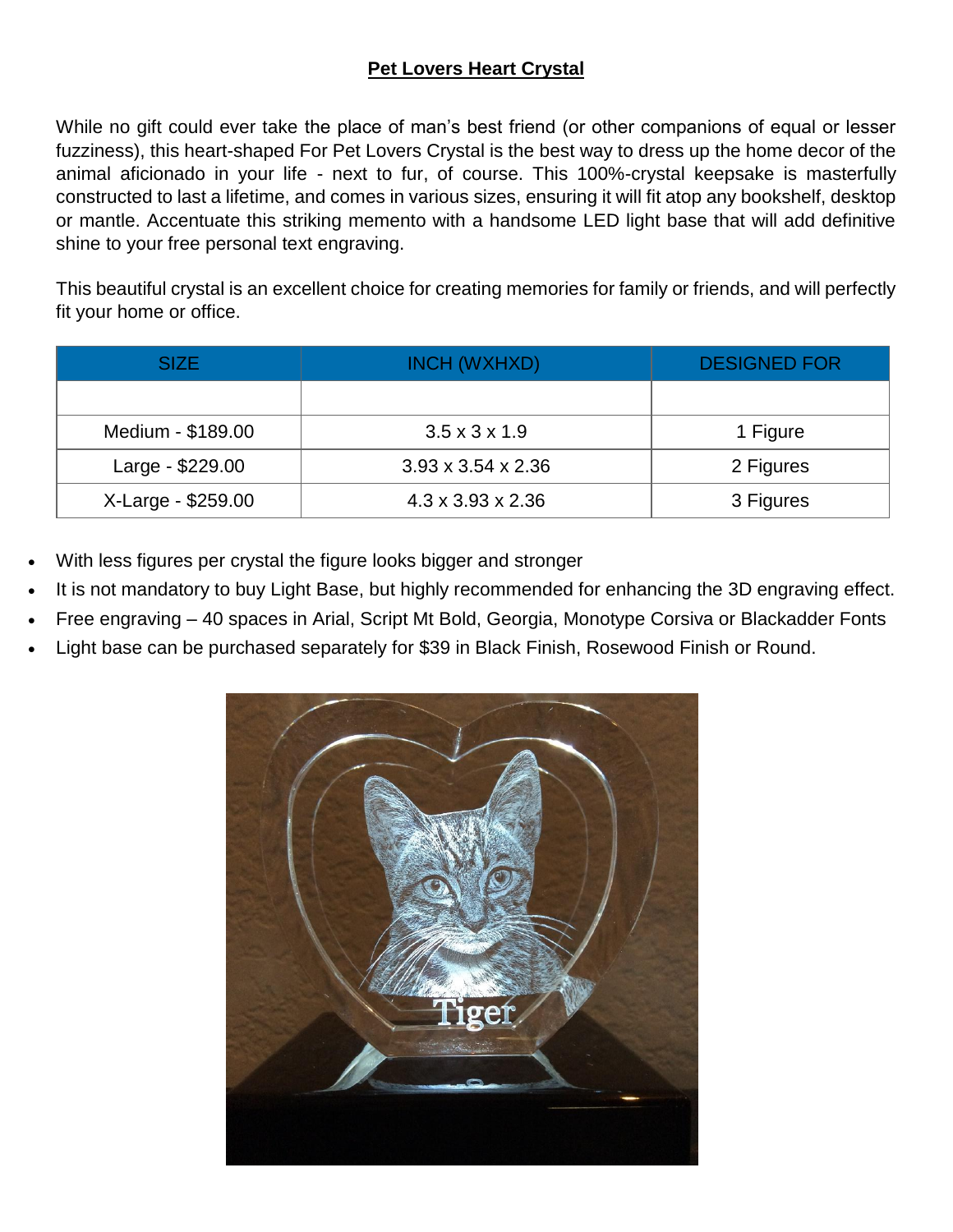**Pet Lovers Heart Crystal**

While no gift could ever take the place of man's best friend (or other companions of equal or lesser fuzziness), this heart-shaped For Pet Lovers Crystal is the best way to dress up the home decor of the animal aficionado in your life - next to fur, of course. This 100%-crystal keepsake is masterfully constructed to last a lifetime, and comes in various sizes, ensuring it will fit atop any bookshelf, desktop or mantle. Accentuate this striking memento with a handsome LED light base that will add definitive shine to your free personal text engraving.

This beautiful crystal is an excellent choice for creating memories for family or friends, and will perfectly fit your home or office.

| SIZE | INCH (WXHXD) | DESIGNED FOR |
| --- | --- | --- |
| | | |
| Medium - $189.00 | 3.5 x 3 x 1.9 | 1 Figure |
| Large - $229.00 | 3.93 x 3.54 x 2.36 | 2 Figures |
| X-Large - $259.00 | 4.3 x 3.93 x 2.36 | 3 Figures |

- With less figures per crystal the figure looks bigger and stronger
- It is not mandatory to buy Light Base, but highly recommended for enhancing the 3D engraving effect.
- Free engraving – 40 spaces in Arial, Script Mt Bold, Georgia, Monotype Corsiva or Blackadder Fonts
- Light base can be purchased separately for $39 in Black Finish, Rosewood Finish or Round.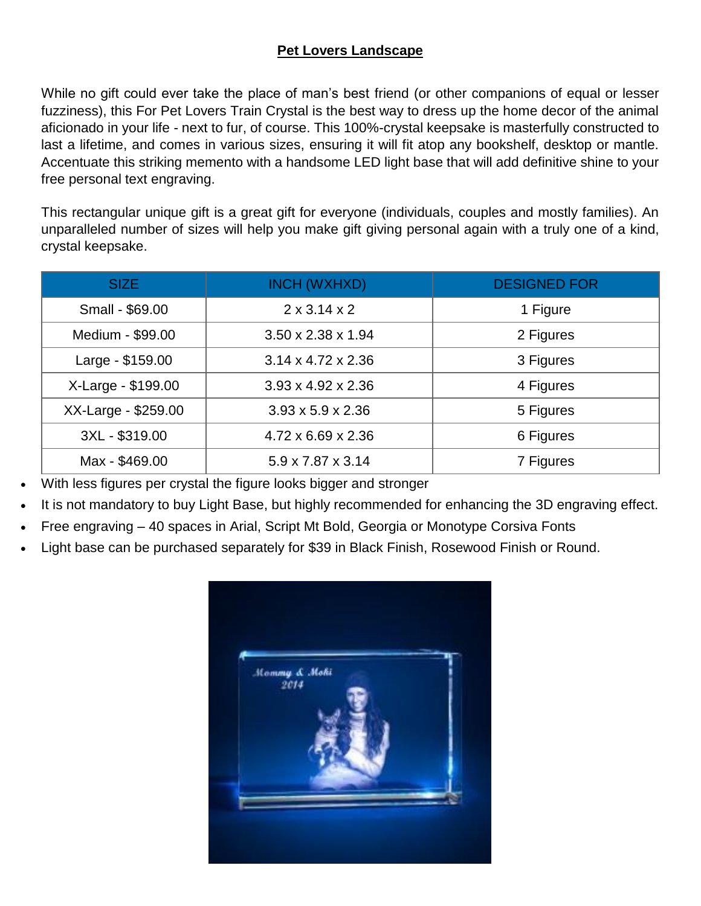## Pet Lovers Landscape

While no gift could ever take the place of man's best friend (or other companions of equal or lesser fuzziness), this For Pet Lovers Train Crystal is the best way to dress up the home decor of the animal aficionado in your life - next to fur, of course. This 100%-crystal keepsake is masterfully constructed to last a lifetime, and comes in various sizes, ensuring it will fit atop any bookshelf, desktop or mantle. Accentuate this striking memento with a handsome LED light base that will add definitive shine to your free personal text engraving.

This rectangular unique gift is a great gift for everyone (individuals, couples and mostly families). An unparalleled number of sizes will help you make gift giving personal again with a truly one of a kind, crystal keepsake.

| SIZE | INCH (WXHXD) | DESIGNED FOR |
|---|---|---|
| Small - $69.00 | 2 x 3.14 x 2 | 1 Figure |
| Medium - $99.00 | 3.50 x 2.38 x 1.94 | 2 Figures |
| Large - $159.00 | 3.14 x 4.72 x 2.36 | 3 Figures |
| X-Large - $199.00 | 3.93 x 4.92 x 2.36 | 4 Figures |
| XX-Large - $259.00 | 3.93 x 5.9 x 2.36 | 5 Figures |
| 3XL - $319.00 | 4.72 x 6.69 x 2.36 | 6 Figures |
| Max - $469.00 | 5.9 x 7.87 x 3.14 | 7 Figures |

- With less figures per crystal the figure looks bigger and stronger
- It is not mandatory to buy Light Base, but highly recommended for enhancing the 3D engraving effect.
- Free engraving – 40 spaces in Arial, Script Mt Bold, Georgia or Monotype Corsiva Fonts
- Light base can be purchased separately for $39 in Black Finish, Rosewood Finish or Round.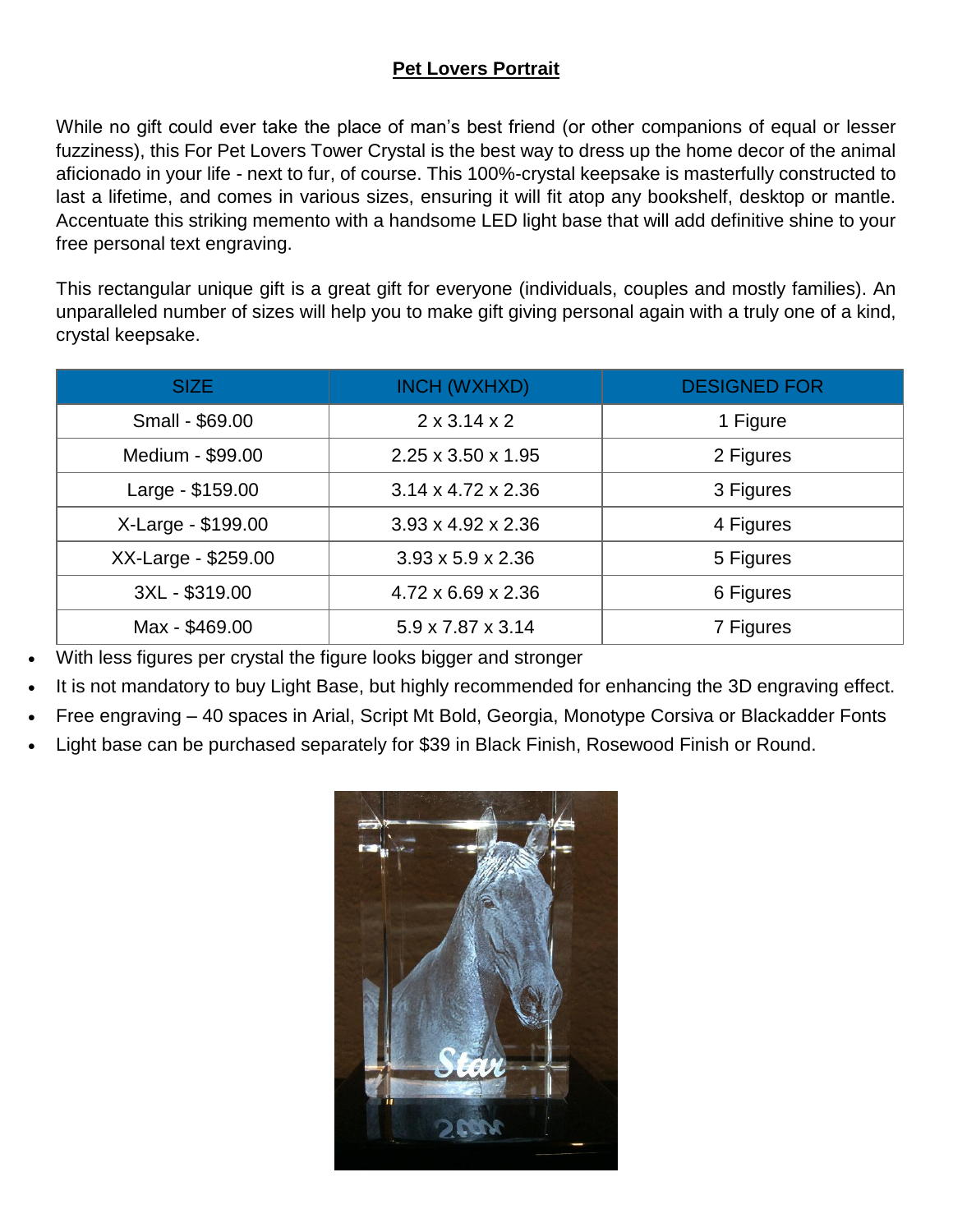# Pet Lovers Portrait

While no gift could ever take the place of man's best friend (or other companions of equal or lesser fuzziness), this For Pet Lovers Tower Crystal is the best way to dress up the home decor of the animal aficionado in your life - next to fur, of course. This 100%-crystal keepsake is masterfully constructed to last a lifetime, and comes in various sizes, ensuring it will fit atop any bookshelf, desktop or mantle. Accentuate this striking memento with a handsome LED light base that will add definitive shine to your free personal text engraving.

This rectangular unique gift is a great gift for everyone (individuals, couples and mostly families). An unparalleled number of sizes will help you to make gift giving personal again with a truly one of a kind, crystal keepsake.

| SIZE | INCH (WXHXD) | DESIGNED FOR |
| --- | --- | --- |
| Small - $69.00 | 2 x 3.14 x 2 | 1 Figure |
| Medium - $99.00 | 2.25 x 3.50 x 1.95 | 2 Figures |
| Large - $159.00 | 3.14 x 4.72 x 2.36 | 3 Figures |
| X-Large - $199.00 | 3.93 x 4.92 x 2.36 | 4 Figures |
| XX-Large - $259.00 | 3.93 x 5.9 x 2.36 | 5 Figures |
| 3XL - $319.00 | 4.72 x 6.69 x 2.36 | 6 Figures |
| Max - $469.00 | 5.9 x 7.87 x 3.14 | 7 Figures |

- With less figures per crystal the figure looks bigger and stronger
- It is not mandatory to buy Light Base, but highly recommended for enhancing the 3D engraving effect.
- Free engraving – 40 spaces in Arial, Script Mt Bold, Georgia, Monotype Corsiva or Blackadder Fonts
- Light base can be purchased separately for $39 in Black Finish, Rosewood Finish or Round.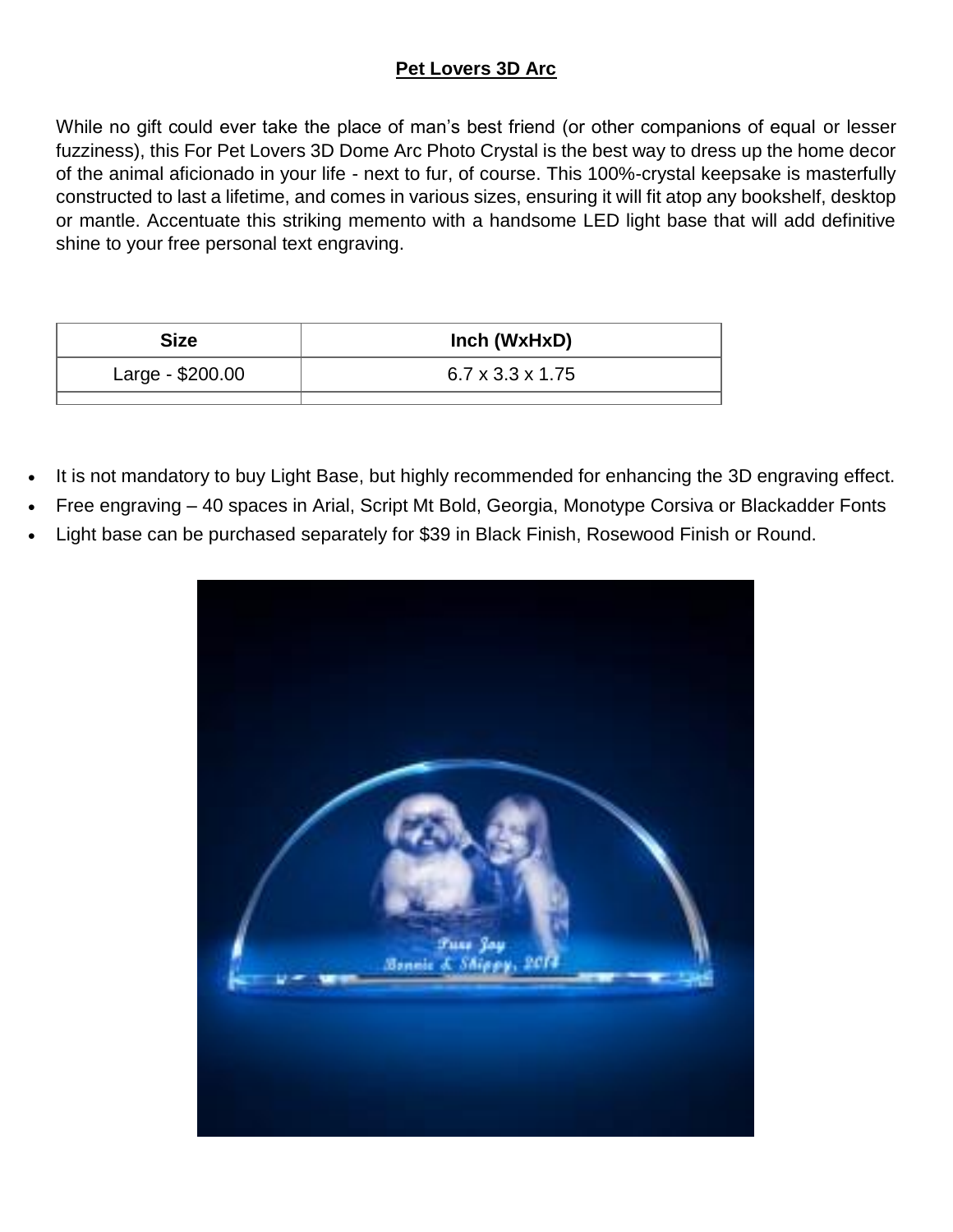**Pet Lovers 3D Arc**

While no gift could ever take the place of man's best friend (or other companions of equal or lesser fuzziness), this For Pet Lovers 3D Dome Arc Photo Crystal is the best way to dress up the home decor of the animal aficionado in your life - next to fur, of course. This 100%-crystal keepsake is masterfully constructed to last a lifetime, and comes in various sizes, ensuring it will fit atop any bookshelf, desktop or mantle. Accentuate this striking memento with a handsome LED light base that will add definitive shine to your free personal text engraving.

| Size | Inch (WxHxD) |
| --- | --- |
| Large - $200.00 | 6.7 x 3.3 x 1.75 |
| | |

- It is not mandatory to buy Light Base, but highly recommended for enhancing the 3D engraving effect.
- Free engraving – 40 spaces in Arial, Script Mt Bold, Georgia, Monotype Corsiva or Blackadder Fonts
- Light base can be purchased separately for $39 in Black Finish, Rosewood Finish or Round.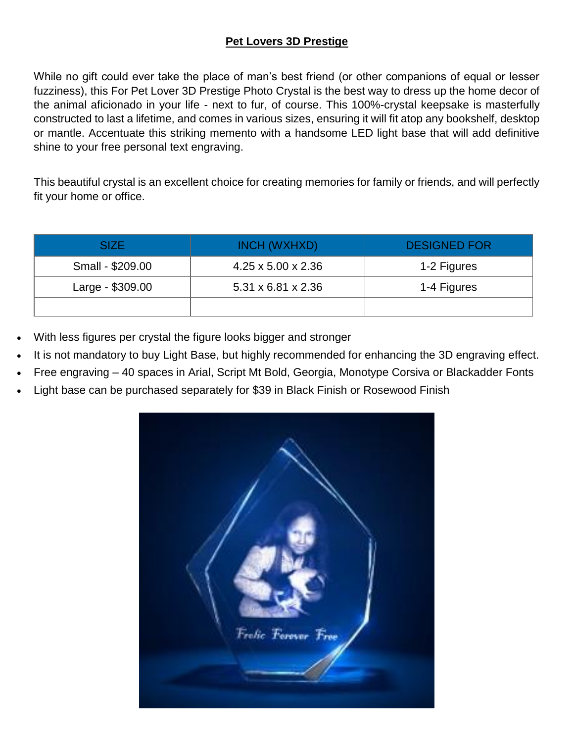# Pet Lovers 3D Prestige

While no gift could ever take the place of man's best friend (or other companions of equal or lesser fuzziness), this For Pet Lover 3D Prestige Photo Crystal is the best way to dress up the home decor of the animal aficionado in your life - next to fur, of course. This 100%-crystal keepsake is masterfully constructed to last a lifetime, and comes in various sizes, ensuring it will fit atop any bookshelf, desktop or mantle. Accentuate this striking memento with a handsome LED light base that will add definitive shine to your free personal text engraving.

This beautiful crystal is an excellent choice for creating memories for family or friends, and will perfectly fit your home or office.

| SIZE | INCH (WXHXD) | DESIGNED FOR |
|---|---|---|
| Small - $209.00 | 4.25 x 5.00 x 2.36 | 1-2 Figures |
| Large - $309.00 | 5.31 x 6.81 x 2.36 | 1-4 Figures |
| | | |

- With less figures per crystal the figure looks bigger and stronger
- It is not mandatory to buy Light Base, but highly recommended for enhancing the 3D engraving effect.
- Free engraving – 40 spaces in Arial, Script Mt Bold, Georgia, Monotype Corsiva or Blackadder Fonts
- Light base can be purchased separately for $39 in Black Finish or Rosewood Finish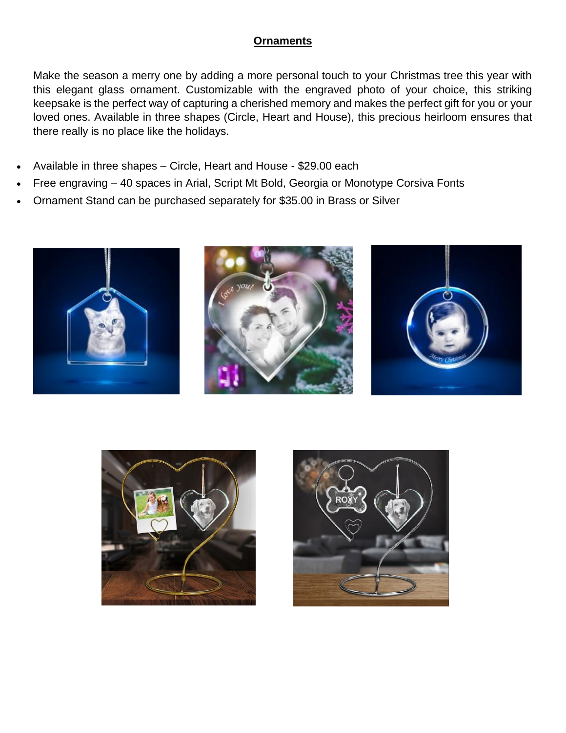## Ornaments

Make the season a merry one by adding a more personal touch to your Christmas tree this year with this elegant glass ornament. Customizable with the engraved photo of your choice, this striking keepsake is the perfect way of capturing a cherished memory and makes the perfect gift for you or your loved ones. Available in three shapes (Circle, Heart and House), this precious heirloom ensures that there really is no place like the holidays.

- Available in three shapes – Circle, Heart and House - $29.00 each
- Free engraving – 40 spaces in Arial, Script Mt Bold, Georgia or Monotype Corsiva Fonts
- Ornament Stand can be purchased separately for $35.00 in Brass or Silver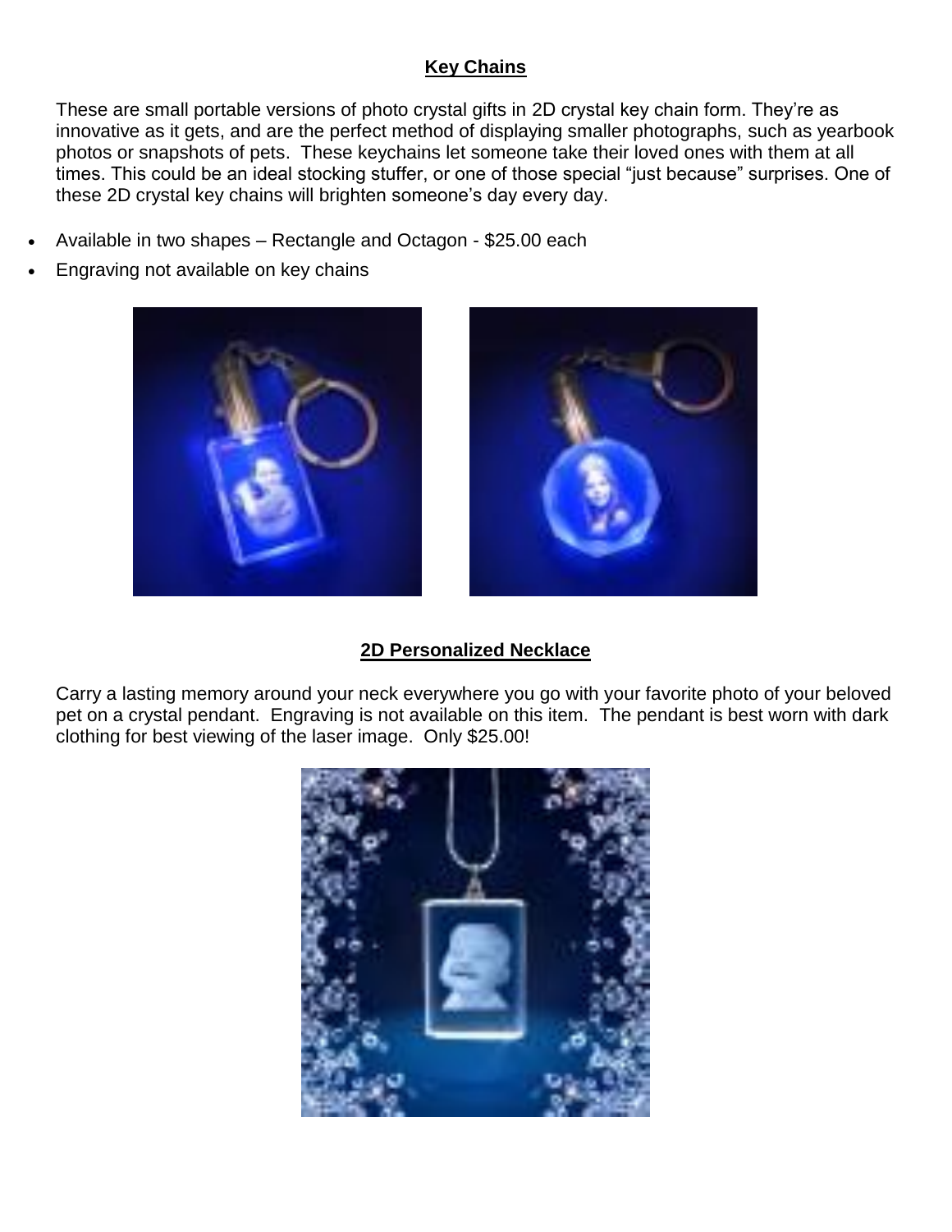## Key Chains

These are small portable versions of photo crystal gifts in 2D crystal key chain form. They're as innovative as it gets, and are the perfect method of displaying smaller photographs, such as yearbook photos or snapshots of pets. These keychains let someone take their loved ones with them at all times. This could be an ideal stocking stuffer, or one of those special "just because" surprises. One of these 2D crystal key chains will brighten someone's day every day.

- Available in two shapes – Rectangle and Octagon - $25.00 each
- Engraving not available on key chains

## 2D Personalized Necklace

Carry a lasting memory around your neck everywhere you go with your favorite photo of your beloved pet on a crystal pendant. Engraving is not available on this item. The pendant is best worn with dark clothing for best viewing of the laser image. Only $25.00!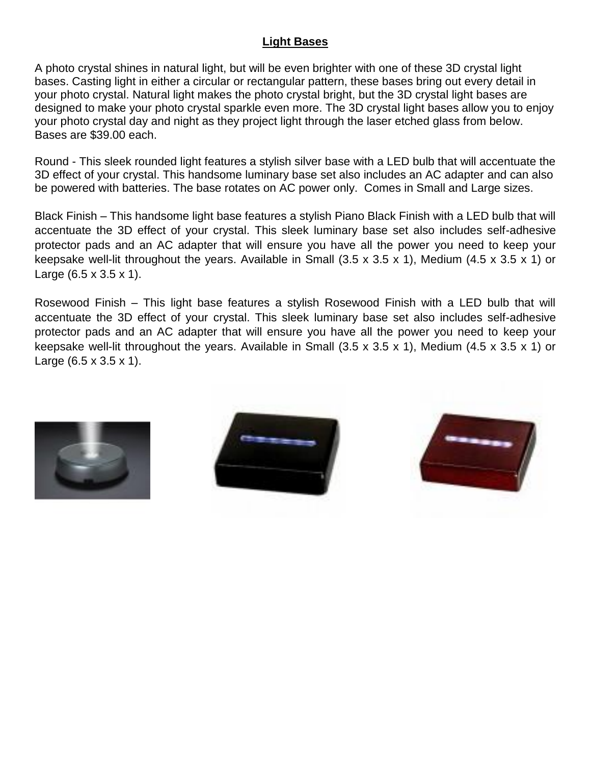## Light Bases

A photo crystal shines in natural light, but will be even brighter with one of these 3D crystal light bases. Casting light in either a circular or rectangular pattern, these bases bring out every detail in your photo crystal. Natural light makes the photo crystal bright, but the 3D crystal light bases are designed to make your photo crystal sparkle even more. The 3D crystal light bases allow you to enjoy your photo crystal day and night as they project light through the laser etched glass from below. Bases are $39.00 each.

Round - This sleek rounded light features a stylish silver base with a LED bulb that will accentuate the 3D effect of your crystal. This handsome luminary base set also includes an AC adapter and can also be powered with batteries. The base rotates on AC power only. Comes in Small and Large sizes.

Black Finish – This handsome light base features a stylish Piano Black Finish with a LED bulb that will accentuate the 3D effect of your crystal. This sleek luminary base set also includes self-adhesive protector pads and an AC adapter that will ensure you have all the power you need to keep your keepsake well-lit throughout the years. Available in Small (3.5 x 3.5 x 1), Medium (4.5 x 3.5 x 1) or Large (6.5 x 3.5 x 1).

Rosewood Finish – This light base features a stylish Rosewood Finish with a LED bulb that will accentuate the 3D effect of your crystal. This sleek luminary base set also includes self-adhesive protector pads and an AC adapter that will ensure you have all the power you need to keep your keepsake well-lit throughout the years. Available in Small (3.5 x 3.5 x 1), Medium (4.5 x 3.5 x 1) or Large (6.5 x 3.5 x 1).